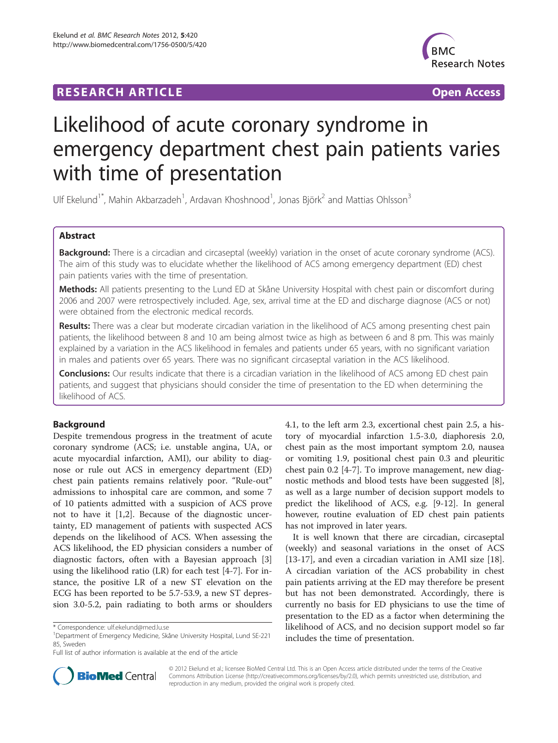RESEARCH ARTICLE Open Access

# Likelihood of acute coronary syndrome in emergency department chest pain patients varies with time of presentation

Ulf Ekelund[1*], Mahin Akbarzadeh[1], Ardavan Khoshnood[1], Jonas Björk[2] and Mattias Ohlsson[3]

## Abstract

**Background:** There is a circadian and circaseptal (weekly) variation in the onset of acute coronary syndrome (ACS). The aim of this study was to elucidate whether the likelihood of ACS among emergency department (ED) chest pain patients varies with the time of presentation.

**Methods:** All patients presenting to the Lund ED at Skåne University Hospital with chest pain or discomfort during 2006 and 2007 were retrospectively included. Age, sex, arrival time at the ED and discharge diagnose (ACS or not) were obtained from the electronic medical records.

**Results:** There was a clear but moderate circadian variation in the likelihood of ACS among presenting chest pain patients, the likelihood between 8 and 10 am being almost twice as high as between 6 and 8 pm. This was mainly explained by a variation in the ACS likelihood in females and patients under 65 years, with no significant variation in males and patients over 65 years. There was no significant circaseptal variation in the ACS likelihood.

**Conclusions:** Our results indicate that there is a circadian variation in the likelihood of ACS among ED chest pain patients, and suggest that physicians should consider the time of presentation to the ED when determining the likelihood of ACS.

## Background

Despite tremendous progress in the treatment of acute coronary syndrome (ACS; i.e. unstable angina, UA, or acute myocardial infarction, AMI), our ability to diagnose or rule out ACS in emergency department (ED) chest pain patients remains relatively poor. "Rule-out" admissions to inhospital care are common, and some 7 of 10 patients admitted with a suspicion of ACS prove not to have it [1,2]. Because of the diagnostic uncertainty, ED management of patients with suspected ACS depends on the likelihood of ACS. When assessing the ACS likelihood, the ED physician considers a number of diagnostic factors, often with a Bayesian approach [3] using the likelihood ratio (LR) for each test [4-7]. For instance, the positive LR of a new ST elevation on the ECG has been reported to be 5.7-53.9, a new ST depression 3.0-5.2, pain radiating to both arms or shoulders 4.1, to the left arm 2.3, excertional chest pain 2.5, a history of myocardial infarction 1.5-3.0, diaphoresis 2.0, chest pain as the most important symptom 2.0, nausea or vomiting 1.9, positional chest pain 0.3 and pleuritic chest pain 0.2 [4-7]. To improve management, new diagnostic methods and blood tests have been suggested [8], as well as a large number of decision support models to predict the likelihood of ACS, e.g. [9-12]. In general however, routine evaluation of ED chest pain patients has not improved in later years.

It is well known that there are circadian, circaseptal (weekly) and seasonal variations in the onset of ACS [13-17], and even a circadian variation in AMI size [18]. A circadian variation of the ACS probability in chest pain patients arriving at the ED may therefore be present but has not been demonstrated. Accordingly, there is currently no basis for ED physicians to use the time of presentation to the ED as a factor when determining the likelihood of ACS, and no decision support model so far includes the time of presentation.

* Correspondence: ulf.ekelund@med.lu.se
[1]Department of Emergency Medicine, Skåne University Hospital, Lund SE-221 85, Sweden
Full list of author information is available at the end of the article

© 2012 Ekelund et al.; licensee BioMed Central Ltd. This is an Open Access article distributed under the terms of the Creative Commons Attribution License (http://creativecommons.org/licenses/by/2.0), which permits unrestricted use, distribution, and reproduction in any medium, provided the original work is properly cited.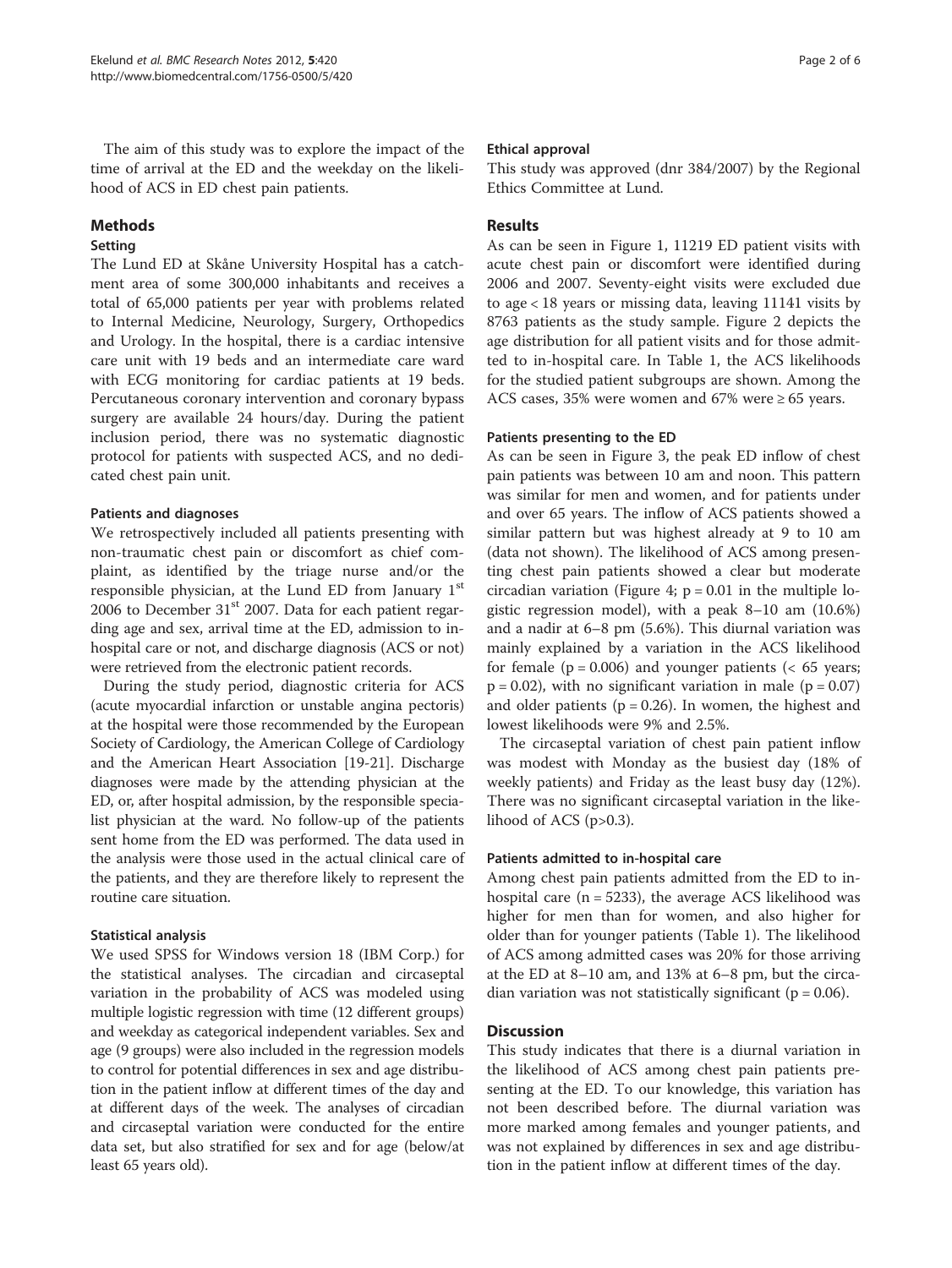The aim of this study was to explore the impact of the time of arrival at the ED and the weekday on the likelihood of ACS in ED chest pain patients.

## Methods

### Setting

The Lund ED at Skåne University Hospital has a catchment area of some 300,000 inhabitants and receives a total of 65,000 patients per year with problems related to Internal Medicine, Neurology, Surgery, Orthopedics and Urology. In the hospital, there is a cardiac intensive care unit with 19 beds and an intermediate care ward with ECG monitoring for cardiac patients at 19 beds. Percutaneous coronary intervention and coronary bypass surgery are available 24 hours/day. During the patient inclusion period, there was no systematic diagnostic protocol for patients with suspected ACS, and no dedicated chest pain unit.

### Patients and diagnoses

We retrospectively included all patients presenting with non-traumatic chest pain or discomfort as chief complaint, as identified by the triage nurse and/or the responsible physician, at the Lund ED from January 1[st] 2006 to December 31[st] 2007. Data for each patient regarding age and sex, arrival time at the ED, admission to in-hospital care or not, and discharge diagnosis (ACS or not) were retrieved from the electronic patient records.

During the study period, diagnostic criteria for ACS (acute myocardial infarction or unstable angina pectoris) at the hospital were those recommended by the European Society of Cardiology, the American College of Cardiology and the American Heart Association [19-21]. Discharge diagnoses were made by the attending physician at the ED, or, after hospital admission, by the responsible specialist physician at the ward. No follow-up of the patients sent home from the ED was performed. The data used in the analysis were those used in the actual clinical care of the patients, and they are therefore likely to represent the routine care situation.

### Statistical analysis

We used SPSS for Windows version 18 (IBM Corp.) for the statistical analyses. The circadian and circaseptal variation in the probability of ACS was modeled using multiple logistic regression with time (12 different groups) and weekday as categorical independent variables. Sex and age (9 groups) were also included in the regression models to control for potential differences in sex and age distribution in the patient inflow at different times of the day and at different days of the week. The analyses of circadian and circaseptal variation were conducted for the entire data set, but also stratified for sex and for age (below/at least 65 years old).

### Ethical approval

This study was approved (dnr 384/2007) by the Regional Ethics Committee at Lund.

## Results

As can be seen in Figure 1, 11219 ED patient visits with acute chest pain or discomfort were identified during 2006 and 2007. Seventy-eight visits were excluded due to age < 18 years or missing data, leaving 11141 visits by 8763 patients as the study sample. Figure 2 depicts the age distribution for all patient visits and for those admitted to in-hospital care. In Table 1, the ACS likelihoods for the studied patient subgroups are shown. Among the ACS cases, 35% were women and 67% were ≥ 65 years.

### Patients presenting to the ED

As can be seen in Figure 3, the peak ED inflow of chest pain patients was between 10 am and noon. This pattern was similar for men and women, and for patients under and over 65 years. The inflow of ACS patients showed a similar pattern but was highest already at 9 to 10 am (data not shown). The likelihood of ACS among presenting chest pain patients showed a clear but moderate circadian variation (Figure 4; $p = 0.01$ in the multiple logistic regression model), with a peak 8–10 am (10.6%) and a nadir at 6–8 pm (5.6%). This diurnal variation was mainly explained by a variation in the ACS likelihood for female ($p = 0.006$) and younger patients (< 65 years; $p = 0.02$), with no significant variation in male ($p = 0.07$) and older patients ($p = 0.26$). In women, the highest and lowest likelihoods were 9% and 2.5%.

The circaseptal variation of chest pain patient inflow was modest with Monday as the busiest day (18% of weekly patients) and Friday as the least busy day (12%). There was no significant circaseptal variation in the likelihood of ACS ($p > 0.3$).

### Patients admitted to in-hospital care

Among chest pain patients admitted from the ED to in-hospital care ($n = 5233$), the average ACS likelihood was higher for men than for women, and also higher for older than for younger patients (Table 1). The likelihood of ACS among admitted cases was 20% for those arriving at the ED at 8–10 am, and 13% at 6–8 pm, but the circadian variation was not statistically significant ($p = 0.06$).

## Discussion

This study indicates that there is a diurnal variation in the likelihood of ACS among chest pain patients presenting at the ED. To our knowledge, this variation has not been described before. The diurnal variation was more marked among females and younger patients, and was not explained by differences in sex and age distribution in the patient inflow at different times of the day.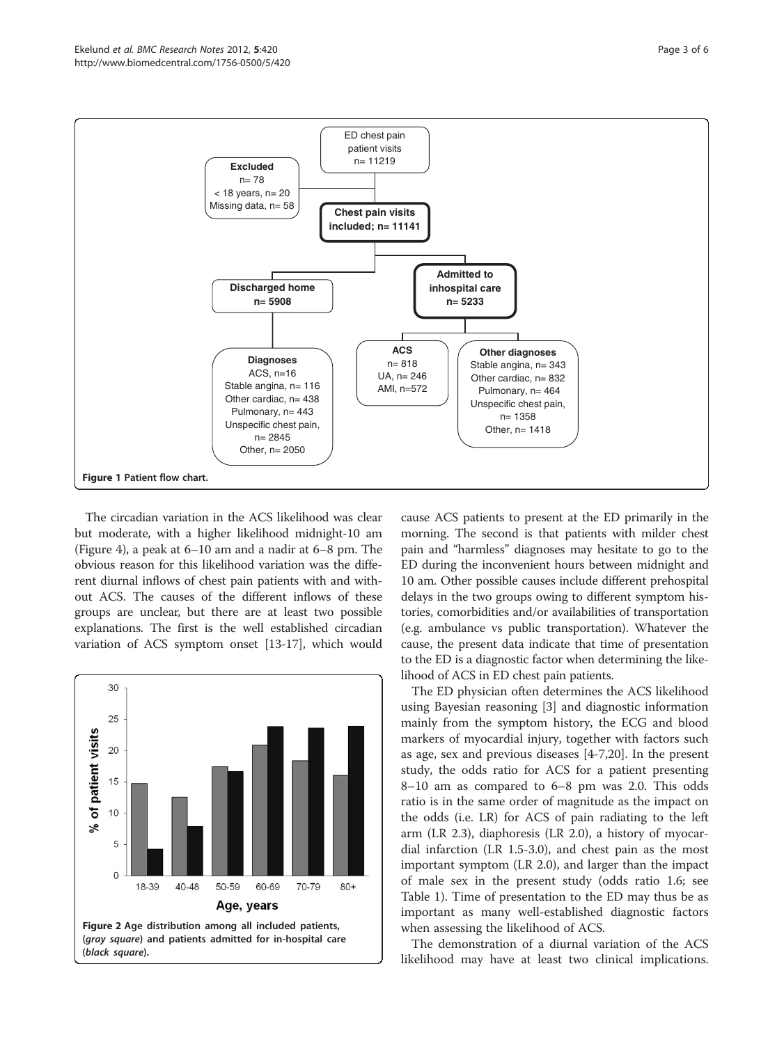Figure 1 Patient flow chart.

The circadian variation in the ACS likelihood was clear but moderate, with a higher likelihood midnight-10 am (Figure 4), a peak at 6–10 am and a nadir at 6–8 pm. The obvious reason for this likelihood variation was the different diurnal inflows of chest pain patients with and without ACS. The causes of the different inflows of these groups are unclear, but there are at least two possible explanations. The first is the well established circadian variation of ACS symptom onset [13-17], which would cause ACS patients to present at the ED primarily in the morning. The second is that patients with milder chest pain and "harmless" diagnoses may hesitate to go to the ED during the inconvenient hours between midnight and 10 am. Other possible causes include different prehospital delays in the two groups owing to different symptom histories, comorbidities and/or availabilities of transportation (e.g. ambulance vs public transportation). Whatever the cause, the present data indicate that time of presentation to the ED is a diagnostic factor when determining the likelihood of ACS in ED chest pain patients.

Figure 2 Age distribution among all included patients, (*gray square*) and patients admitted for in-hospital care (*black square*).

The ED physician often determines the ACS likelihood using Bayesian reasoning [3] and diagnostic information mainly from the symptom history, the ECG and blood markers of myocardial injury, together with factors such as age, sex and previous diseases [4-7,20]. In the present study, the odds ratio for ACS for a patient presenting 8–10 am as compared to 6–8 pm was 2.0. This odds ratio is in the same order of magnitude as the impact on the odds (i.e. LR) for ACS of pain radiating to the left arm (LR 2.3), diaphoresis (LR 2.0), a history of myocardial infarction (LR 1.5-3.0), and chest pain as the most important symptom (LR 2.0), and larger than the impact of male sex in the present study (odds ratio 1.6; see Table 1). Time of presentation to the ED may thus be as important as many well-established diagnostic factors when assessing the likelihood of ACS.

The demonstration of a diurnal variation of the ACS likelihood may have at least two clinical implications.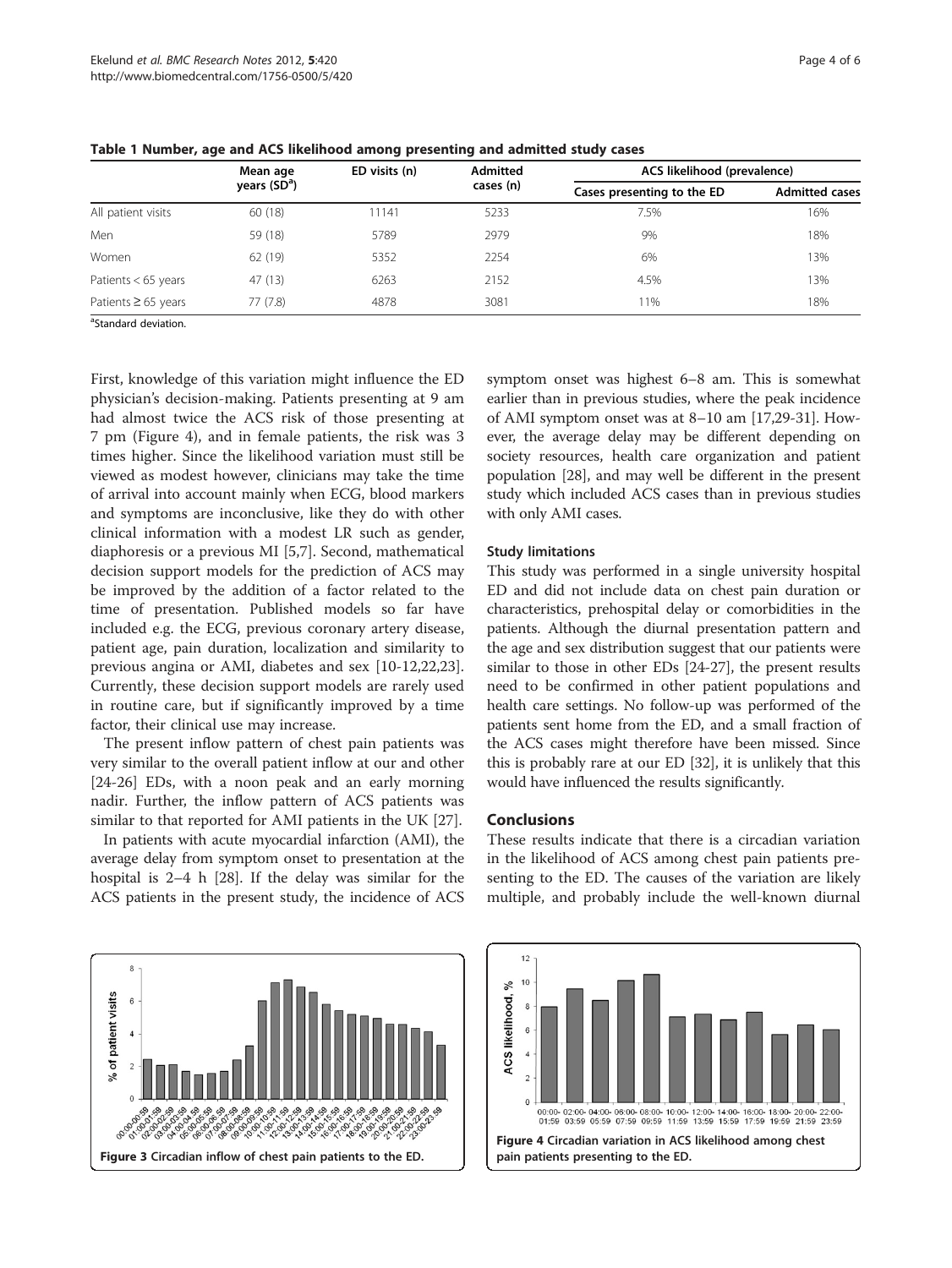**Table 1 Number, age and ACS likelihood among presenting and admitted study cases**

| | Mean age years (SD[a]) | ED visits (n) | Admitted cases (n) | ACS likelihood (prevalence) | |
|---|---|---|---|---|---|
| | | | | Cases presenting to the ED | Admitted cases |
| All patient visits | 60 (18) | 11141 | 5233 | 7.5% | 16% |
| Men | 59 (18) | 5789 | 2979 | 9% | 18% |
| Women | 62 (19) | 5352 | 2254 | 6% | 13% |
| Patients < 65 years | 47 (13) | 6263 | 2152 | 4.5% | 13% |
| Patients ≥ 65 years | 77 (7.8) | 4878 | 3081 | 11% | 18% |

[a]Standard deviation.

First, knowledge of this variation might influence the ED physician's decision-making. Patients presenting at 9 am had almost twice the ACS risk of those presenting at 7 pm (Figure 4), and in female patients, the risk was 3 times higher. Since the likelihood variation must still be viewed as modest however, clinicians may take the time of arrival into account mainly when ECG, blood markers and symptoms are inconclusive, like they do with other clinical information with a modest LR such as gender, diaphoresis or a previous MI [5,7]. Second, mathematical decision support models for the prediction of ACS may be improved by the addition of a factor related to the time of presentation. Published models so far have included e.g. the ECG, previous coronary artery disease, patient age, pain duration, localization and similarity to previous angina or AMI, diabetes and sex [10-12,22,23]. Currently, these decision support models are rarely used in routine care, but if significantly improved by a time factor, their clinical use may increase.

The present inflow pattern of chest pain patients was very similar to the overall patient inflow at our and other [24-26] EDs, with a noon peak and an early morning nadir. Further, the inflow pattern of ACS patients was similar to that reported for AMI patients in the UK [27].

In patients with acute myocardial infarction (AMI), the average delay from symptom onset to presentation at the hospital is 2–4 h [28]. If the delay was similar for the ACS patients in the present study, the incidence of ACS symptom onset was highest 6–8 am. This is somewhat earlier than in previous studies, where the peak incidence of AMI symptom onset was at 8–10 am [17,29-31]. However, the average delay may be different depending on society resources, health care organization and patient population [28], and may well be different in the present study which included ACS cases than in previous studies with only AMI cases.

### Study limitations

This study was performed in a single university hospital ED and did not include data on chest pain duration or characteristics, prehospital delay or comorbidities in the patients. Although the diurnal presentation pattern and the age and sex distribution suggest that our patients were similar to those in other EDs [24-27], the present results need to be confirmed in other patient populations and health care settings. No follow-up was performed of the patients sent home from the ED, and a small fraction of the ACS cases might therefore have been missed. Since this is probably rare at our ED [32], it is unlikely that this would have influenced the results significantly.

## Conclusions

These results indicate that there is a circadian variation in the likelihood of ACS among chest pain patients presenting to the ED. The causes of the variation are likely multiple, and probably include the well-known diurnal

**Figure 3** Circadian inflow of chest pain patients to the ED.

**Figure 4** Circadian variation in ACS likelihood among chest pain patients presenting to the ED.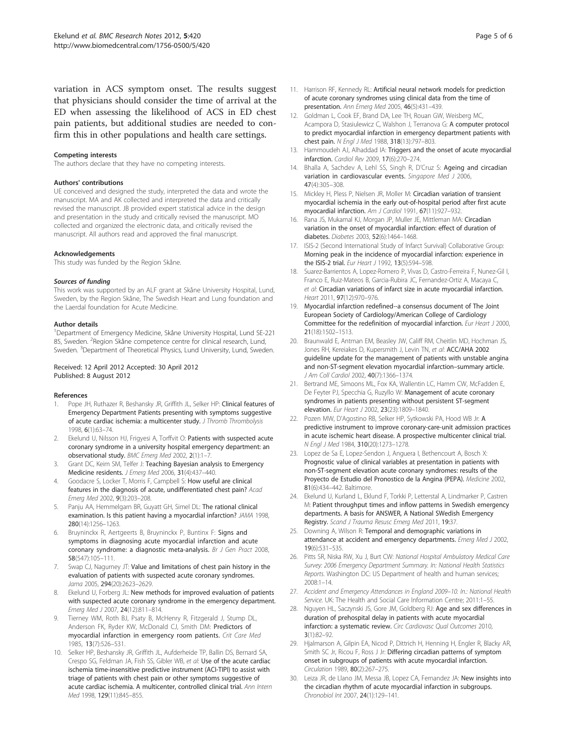variation in ACS symptom onset. The results suggest that physicians should consider the time of arrival at the ED when assessing the likelihood of ACS in ED chest pain patients, but additional studies are needed to confirm this in other populations and health care settings.

#### Competing interests

The authors declare that they have no competing interests.

#### Authors' contributions

UE conceived and designed the study, interpreted the data and wrote the manuscript. MA and AK collected and interpreted the data and critically revised the manuscript. JB provided expert statistical advice in the design and presentation in the study and critically revised the manuscript. MO collected and organized the electronic data, and critically revised the manuscript. All authors read and approved the final manuscript.

#### Acknowledgements

This study was funded by the Region Skåne.

#### *Sources of funding*

This work was supported by an ALF grant at Skåne University Hospital, Lund, Sweden, by the Region Skåne, The Swedish Heart and Lung foundation and the Laerdal foundation for Acute Medicine.

#### Author details

[1]Department of Emergency Medicine, Skåne University Hospital, Lund SE-221 85, Sweden. [2]Region Skåne competence centre for clinical research, Lund, Sweden. [3]Department of Theoretical Physics, Lund University, Lund, Sweden.

Received: 12 April 2012 Accepted: 30 April 2012
Published: 8 August 2012

#### References

1. Pope JH, Ruthazer R, Beshansky JR, Griffith JL, Selker HP: **Clinical features of Emergency Department Patients presenting with symptoms suggestive of acute cardiac ischemia: a multicenter study.** *J Thromb Thrombolysis* 1998, **6**(1):63–74.
2. Ekelund U, Nilsson HJ, Frigyesi A, Torffvit O: **Patients with suspected acute coronary syndrome in a university hospital emergency department: an observational study.** *BMC Emerg Med* 2002, **2**(1):1–7.
3. Grant DC, Keim SM, Telfer J: **Teaching Bayesian analysis to Emergency Medicine residents.** *J Emerg Med* 2006, **31**(4):437–440.
4. Goodacre S, Locker T, Morris F, Campbell S: **How useful are clinical features in the diagnosis of acute, undifferentiated chest pain?** *Acad Emerg Med* 2002, **9**(3):203–208.
5. Panju AA, Hemmelgarn BR, Guyatt GH, Simel DL: **The rational clinical examination. Is this patient having a myocardial infarction?** *JAMA* 1998, **280**(14):1256–1263.
6. Bruyninckx R, Aertgeerts B, Bruyninckx P, Buntinx F: **Signs and symptoms in diagnosing acute myocardial infarction and acute coronary syndrome: a diagnostic meta-analysis.** *Br J Gen Pract* 2008, **58**(547):105–111.
7. Swap CJ, Nagurney JT: **Value and limitations of chest pain history in the evaluation of patients with suspected acute coronary syndromes.** *Jama* 2005, **294**(20):2623–2629.
8. Ekelund U, Forberg JL: **New methods for improved evaluation of patients with suspected acute coronary syndrome in the emergency department.** *Emerg Med J* 2007, **24**(12):811–814.
9. Tierney WM, Roth BJ, Psaty B, McHenry R, Fitzgerald J, Stump DL, Anderson FK, Ryder KW, McDonald CJ, Smith DM: **Predictors of myocardial infarction in emergency room patients.** *Crit Care Med* 1985, **13**(7):526–531.
10. Selker HP, Beshansky JR, Griffith JL, Aufderheide TP, Ballin DS, Bernard SA, Crespo SG, Feldman JA, Fish SS, Gibler WB, *et al*: **Use of the acute cardiac ischemia time-insensitive predictive instrument (ACI-TIPI) to assist with triage of patients with chest pain or other symptoms suggestive of acute cardiac ischemia. A multicenter, controlled clinical trial.** *Ann Intern Med* 1998, **129**(11):845–855.
11. Harrison RF, Kennedy RL: **Artificial neural network models for prediction of acute coronary syndromes using clinical data from the time of presentation.** *Ann Emerg Med* 2005, **46**(5):431–439.
12. Goldman L, Cook EF, Brand DA, Lee TH, Rouan GW, Weisberg MC, Acampora D, Stasiulewicz C, Walshon J, Terranova G: **A computer protocol to predict myocardial infarction in emergency department patients with chest pain.** *N Engl J Med* 1988, **318**(13):797–803.
13. Hammoudeh AJ, Alhaddad IA: **Triggers and the onset of acute myocardial infarction.** *Cardiol Rev* 2009, **17**(6):270–274.
14. Bhalla A, Sachdev A, Lehl SS, Singh R, D'Cruz S: **Ageing and circadian variation in cardiovascular events.** *Singapore Med J* 2006, **47**(4):305–308.
15. Mickley H, Pless P, Nielsen JR, Moller M: **Circadian variation of transient myocardial ischemia in the early out-of-hospital period after first acute myocardial infarction.** *Am J Cardiol* 1991, **67**(11):927–932.
16. Rana JS, Mukamal KJ, Morgan JP, Muller JE, Mittleman MA: **Circadian variation in the onset of myocardial infarction: effect of duration of diabetes.** *Diabetes* 2003, **52**(6):1464–1468.
17. ISIS-2 (Second International Study of Infarct Survival) Collaborative Group: **Morning peak in the incidence of myocardial infarction: experience in the ISIS-2 trial.** *Eur Heart J* 1992, **13**(5):594–598.
18. Suarez-Barrientos A, Lopez-Romero P, Vivas D, Castro-Ferreira F, Nunez-Gil I, Franco E, Ruiz-Mateos B, Garcia-Rubira JC, Fernandez-Ortiz A, Macaya C, *et al*: **Circadian variations of infarct size in acute myocardial infarction.** *Heart* 2011, **97**(12):970–976.
19. **Myocardial infarction redefined--a consensus document of The Joint European Society of Cardiology/American College of Cardiology Committee for the redefinition of myocardial infarction.** *Eur Heart J* 2000, **21**(18):1502–1513.
20. Braunwald E, Antman EM, Beasley JW, Califf RM, Cheitlin MD, Hochman JS, Jones RH, Kereiakes D, Kupersmith J, Levin TN, *et al*: **ACC/AHA 2002 guideline update for the management of patients with unstable angina and non-ST-segment elevation myocardial infarction–summary article.** *J Am Coll Cardiol* 2002, **40**(7):1366–1374.
21. Bertrand ME, Simoons ML, Fox KA, Wallentin LC, Hamm CW, McFadden E, De Feyter PJ, Specchia G, Ruzyllo W: **Management of acute coronary syndromes in patients presenting without persistent ST-segment elevation.** *Eur Heart J* 2002, **23**(23):1809–1840.
22. Pozen MW, D'Agostino RB, Selker HP, Sytkowski PA, Hood WB Jr: **A predictive instrument to improve coronary-care-unit admission practices in acute ischemic heart disease. A prospective multicenter clinical trial.** *N Engl J Med* 1984, **310**(20):1273–1278.
23. Lopez de Sa E, Lopez-Sendon J, Anguera I, Bethencourt A, Bosch X: **Prognostic value of clinical variables at presentation in patients with non-ST-segment elevation acute coronary syndromes: results of the Proyecto de Estudio del Pronostico de la Angina (PEPA).** *Medicine* 2002, **81**(6):434–442. Baltimore.
24. Ekelund U, Kurland L, Eklund F, Torkki P, Letterstal A, Lindmarker P, Castren M: **Patient throughput times and inflow patterns in Swedish emergency departments. A basis for ANSWER, A National SWedish Emergency Registry.** *Scand J Trauma Resusc Emerg Med* 2011, **19**:37.
25. Downing A, Wilson R: **Temporal and demographic variations in attendance at accident and emergency departments.** *Emerg Med J* 2002, **19**(6):531–535.
26. Pitts SR, Niska RW, Xu J, Burt CW: *National Hospital Ambulatory Medical Care Survey: 2006 Emergency Department Summary. In: National Health Statistics Reports*. Washington DC: US Department of health and human services; 2008:1–14.
27. *Accident and Emergency Attendances in England 2009–10. In.: National Health Service*. UK: The Health and Social Care Information Centre; 2011:1–55.
28. Nguyen HL, Saczynski JS, Gore JM, Goldberg RJ: **Age and sex differences in duration of prehospital delay in patients with acute myocardial infarction: a systematic review.** *Circ Cardiovasc Qual Outcomes* 2010, **3**(1):82–92.
29. Hjalmarson A, Gilpin EA, Nicod P, Dittrich H, Henning H, Engler R, Blacky AR, Smith SC Jr, Ricou F, Ross J Jr: **Differing circadian patterns of symptom onset in subgroups of patients with acute myocardial infarction.** *Circulation* 1989, **80**(2):267–275.
30. Leiza JR, de Llano JM, Messa JB, Lopez CA, Fernandez JA: **New insights into the circadian rhythm of acute myocardial infarction in subgroups.** *Chronobiol Int* 2007, **24**(1):129–141.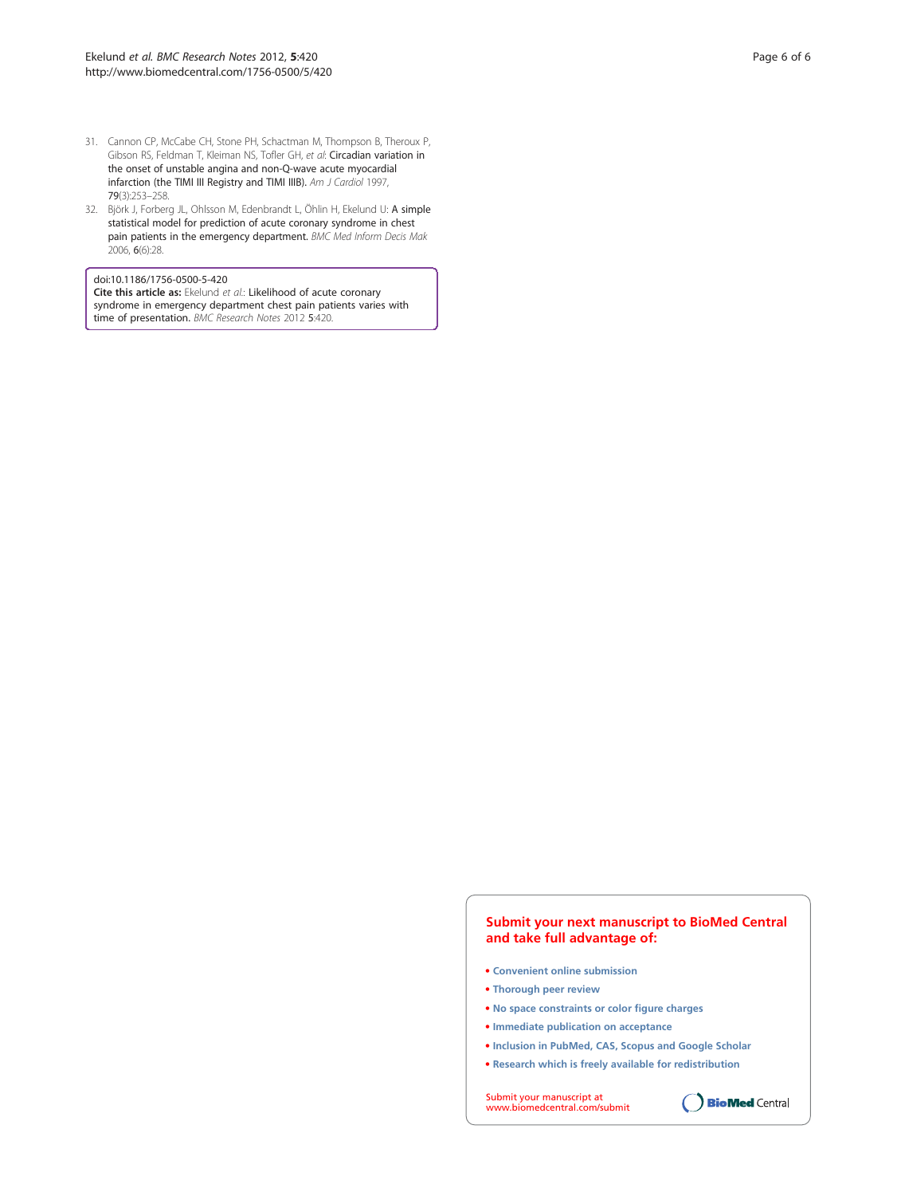31. Cannon CP, McCabe CH, Stone PH, Schactman M, Thompson B, Theroux P, Gibson RS, Feldman T, Kleiman NS, Tofler GH, *et al*: **Circadian variation in the onset of unstable angina and non-Q-wave acute myocardial infarction (the TIMI III Registry and TIMI IIIB).** *Am J Cardiol* 1997, **79**(3):253–258.
32. Björk J, Forberg JL, Ohlsson M, Edenbrandt L, Öhlin H, Ekelund U: **A simple statistical model for prediction of acute coronary syndrome in chest pain patients in the emergency department.** *BMC Med Inform Decis Mak* 2006, **6**(6):28.

doi:10.1186/1756-0500-5-420
**Cite this article as:** Ekelund *et al.*: Likelihood of acute coronary syndrome in emergency department chest pain patients varies with time of presentation. *BMC Research Notes* 2012 **5**:420.

**Submit your next manuscript to BioMed Central and take full advantage of:**

- **Convenient online submission**
- **Thorough peer review**
- **No space constraints or color figure charges**
- **Immediate publication on acceptance**
- **Inclusion in PubMed, CAS, Scopus and Google Scholar**
- **Research which is freely available for redistribution**

Submit your manuscript at
www.biomedcentral.com/submit

BioMed Central